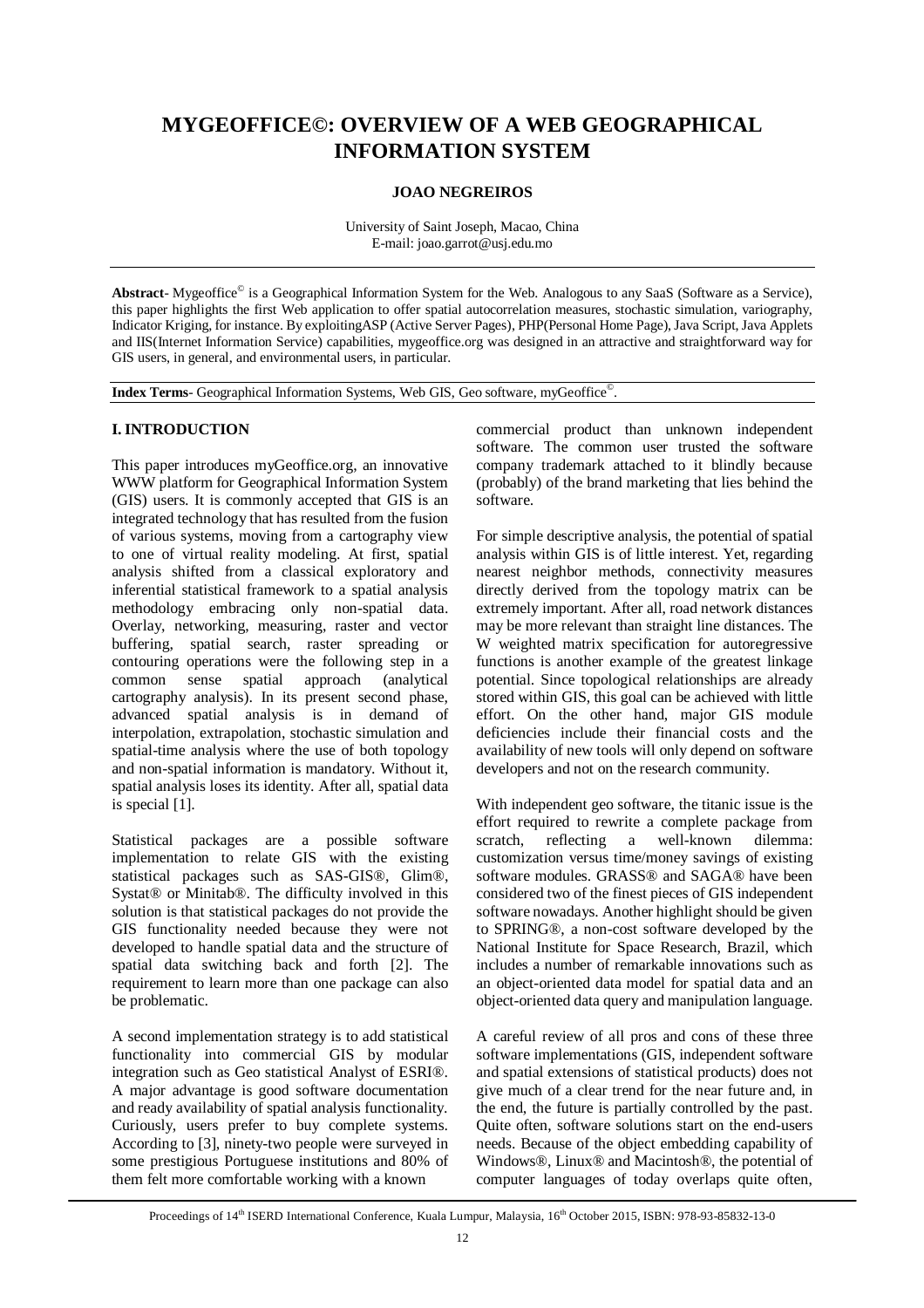# MYGEOFFICE©: OVERVIEW OF A WEB GEOGRAPHICAL INFORMATION SYSTEM

**JOAO NEGREIROS**

University of Saint Joseph, Macao, China
E-mail: joao.garrot@usj.edu.mo

---

**Abstract**- Mygeoffice© is a Geographical Information System for the Web. Analogous to any SaaS (Software as a Service), this paper highlights the first Web application to offer spatial autocorrelation measures, stochastic simulation, variography, Indicator Kriging, for instance. By exploitingASP (Active Server Pages), PHP(Personal Home Page), Java Script, Java Applets and IIS(Internet Information Service) capabilities, mygeoffice.org was designed in an attractive and straightforward way for GIS users, in general, and environmental users, in particular.

---

**Index Terms**- Geographical Information Systems, Web GIS, Geo software, myGeoffice©.

---

## I. INTRODUCTION

This paper introduces myGeoffice.org, an innovative WWW platform for Geographical Information System (GIS) users. It is commonly accepted that GIS is an integrated technology that has resulted from the fusion of various systems, moving from a cartography view to one of virtual reality modeling. At first, spatial analysis shifted from a classical exploratory and inferential statistical framework to a spatial analysis methodology embracing only non-spatial data. Overlay, networking, measuring, raster and vector buffering, spatial search, raster spreading or contouring operations were the following step in a common sense spatial approach (analytical cartography analysis). In its present second phase, advanced spatial analysis is in demand of interpolation, extrapolation, stochastic simulation and spatial-time analysis where the use of both topology and non-spatial information is mandatory. Without it, spatial analysis loses its identity. After all, spatial data is special [1].

Statistical packages are a possible software implementation to relate GIS with the existing statistical packages such as SAS-GIS®, Glim®, Systat® or Minitab®. The difficulty involved in this solution is that statistical packages do not provide the GIS functionality needed because they were not developed to handle spatial data and the structure of spatial data switching back and forth [2]. The requirement to learn more than one package can also be problematic.

A second implementation strategy is to add statistical functionality into commercial GIS by modular integration such as Geo statistical Analyst of ESRI®. A major advantage is good software documentation and ready availability of spatial analysis functionality. Curiously, users prefer to buy complete systems. According to [3], ninety-two people were surveyed in some prestigious Portuguese institutions and 80% of them felt more comfortable working with a known commercial product than unknown independent software. The common user trusted the software company trademark attached to it blindly because (probably) of the brand marketing that lies behind the software.

For simple descriptive analysis, the potential of spatial analysis within GIS is of little interest. Yet, regarding nearest neighbor methods, connectivity measures directly derived from the topology matrix can be extremely important. After all, road network distances may be more relevant than straight line distances. The W weighted matrix specification for autoregressive functions is another example of the greatest linkage potential. Since topological relationships are already stored within GIS, this goal can be achieved with little effort. On the other hand, major GIS module deficiencies include their financial costs and the availability of new tools will only depend on software developers and not on the research community.

With independent geo software, the titanic issue is the effort required to rewrite a complete package from scratch, reflecting a well-known dilemma: customization versus time/money savings of existing software modules. GRASS® and SAGA® have been considered two of the finest pieces of GIS independent software nowadays. Another highlight should be given to SPRING®, a non-cost software developed by the National Institute for Space Research, Brazil, which includes a number of remarkable innovations such as an object-oriented data model for spatial data and an object-oriented data query and manipulation language.

A careful review of all pros and cons of these three software implementations (GIS, independent software and spatial extensions of statistical products) does not give much of a clear trend for the near future and, in the end, the future is partially controlled by the past. Quite often, software solutions start on the end-users needs. Because of the object embedding capability of Windows®, Linux® and Macintosh®, the potential of computer languages of today overlaps quite often,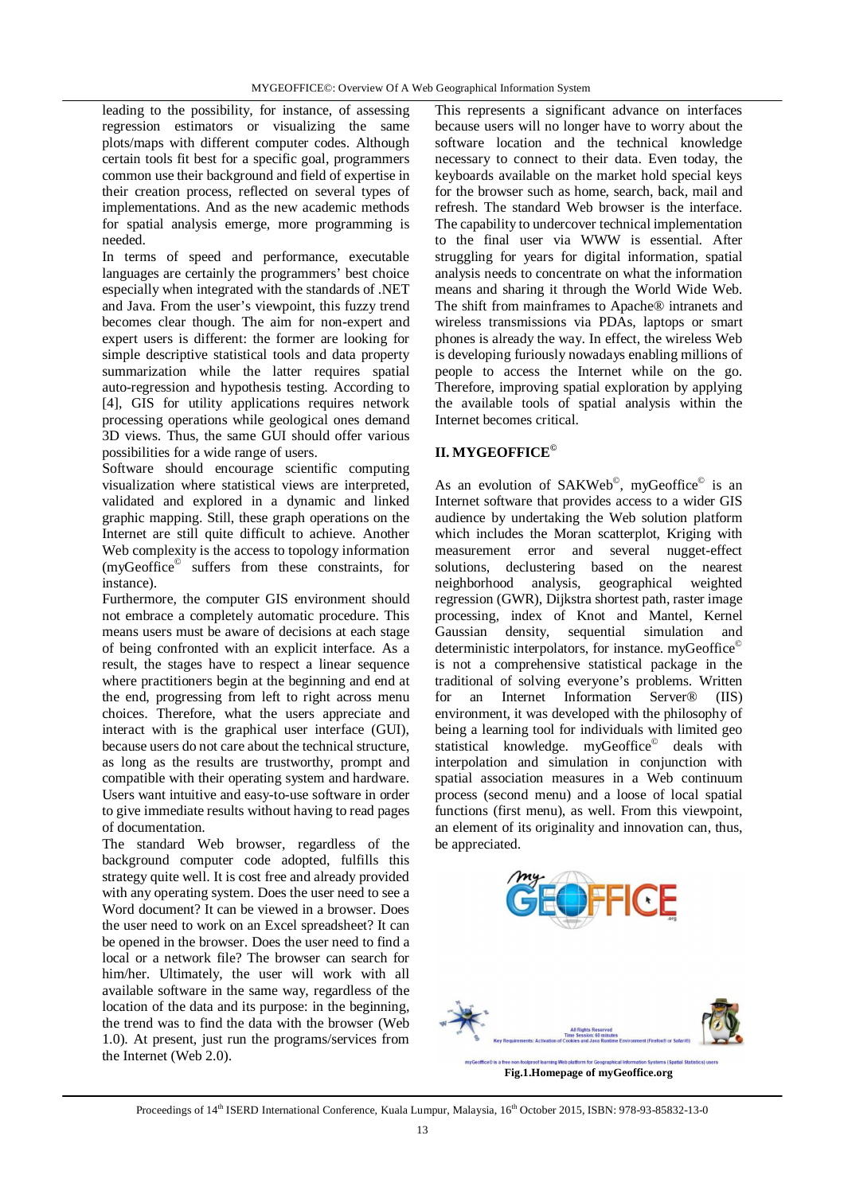leading to the possibility, for instance, of assessing regression estimators or visualizing the same plots/maps with different computer codes. Although certain tools fit best for a specific goal, programmers common use their background and field of expertise in their creation process, reflected on several types of implementations. And as the new academic methods for spatial analysis emerge, more programming is needed.

In terms of speed and performance, executable languages are certainly the programmers' best choice especially when integrated with the standards of .NET and Java. From the user's viewpoint, this fuzzy trend becomes clear though. The aim for non-expert and expert users is different: the former are looking for simple descriptive statistical tools and data property summarization while the latter requires spatial auto-regression and hypothesis testing. According to [4], GIS for utility applications requires network processing operations while geological ones demand 3D views. Thus, the same GUI should offer various possibilities for a wide range of users.

Software should encourage scientific computing visualization where statistical views are interpreted, validated and explored in a dynamic and linked graphic mapping. Still, these graph operations on the Internet are still quite difficult to achieve. Another Web complexity is the access to topology information (myGeoffice© suffers from these constraints, for instance).

Furthermore, the computer GIS environment should not embrace a completely automatic procedure. This means users must be aware of decisions at each stage of being confronted with an explicit interface. As a result, the stages have to respect a linear sequence where practitioners begin at the beginning and end at the end, progressing from left to right across menu choices. Therefore, what the users appreciate and interact with is the graphical user interface (GUI), because users do not care about the technical structure, as long as the results are trustworthy, prompt and compatible with their operating system and hardware. Users want intuitive and easy-to-use software in order to give immediate results without having to read pages of documentation.

The standard Web browser, regardless of the background computer code adopted, fulfills this strategy quite well. It is cost free and already provided with any operating system. Does the user need to see a Word document? It can be viewed in a browser. Does the user need to work on an Excel spreadsheet? It can be opened in the browser. Does the user need to find a local or a network file? The browser can search for him/her. Ultimately, the user will work with all available software in the same way, regardless of the location of the data and its purpose: in the beginning, the trend was to find the data with the browser (Web 1.0). At present, just run the programs/services from the Internet (Web 2.0).

This represents a significant advance on interfaces because users will no longer have to worry about the software location and the technical knowledge necessary to connect to their data. Even today, the keyboards available on the market hold special keys for the browser such as home, search, back, mail and refresh. The standard Web browser is the interface. The capability to undercover technical implementation to the final user via WWW is essential. After struggling for years for digital information, spatial analysis needs to concentrate on what the information means and sharing it through the World Wide Web. The shift from mainframes to Apache® intranets and wireless transmissions via PDAs, laptops or smart phones is already the way. In effect, the wireless Web is developing furiously nowadays enabling millions of people to access the Internet while on the go. Therefore, improving spatial exploration by applying the available tools of spatial analysis within the Internet becomes critical.

## II. MYGEOFFICE©

As an evolution of SAKWeb©, myGeoffice© is an Internet software that provides access to a wider GIS audience by undertaking the Web solution platform which includes the Moran scatterplot, Kriging with measurement error and several nugget-effect solutions, declustering based on the nearest neighborhood analysis, geographical weighted regression (GWR), Dijkstra shortest path, raster image processing, index of Knot and Mantel, Kernel Gaussian density, sequential simulation and deterministic interpolators, for instance. myGeoffice© is not a comprehensive statistical package in the traditional of solving everyone's problems. Written for an Internet Information Server® (IIS) environment, it was developed with the philosophy of being a learning tool for individuals with limited geo statistical knowledge. myGeoffice© deals with interpolation and simulation in conjunction with spatial association measures in a Web continuum process (second menu) and a loose of local spatial functions (first menu), as well. From this viewpoint, an element of its originality and innovation can, thus, be appreciated.

**Fig.1.Homepage of myGeoffice.org**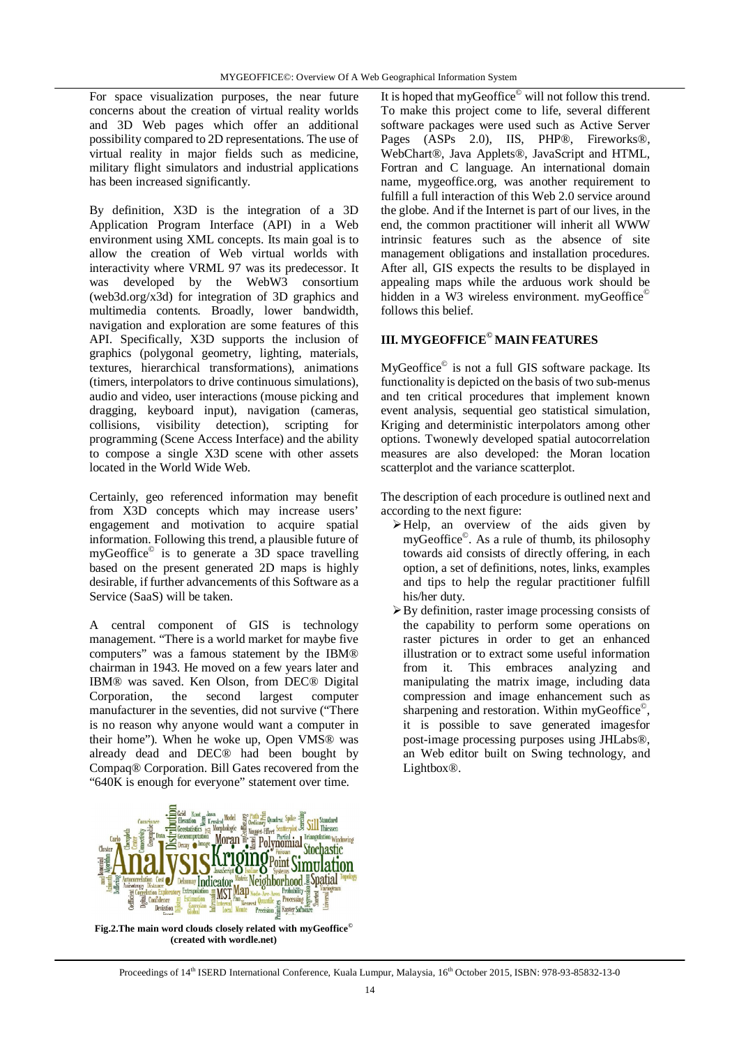For space visualization purposes, the near future concerns about the creation of virtual reality worlds and 3D Web pages which offer an additional possibility compared to 2D representations. The use of virtual reality in major fields such as medicine, military flight simulators and industrial applications has been increased significantly.

By definition, X3D is the integration of a 3D Application Program Interface (API) in a Web environment using XML concepts. Its main goal is to allow the creation of Web virtual worlds with interactivity where VRML 97 was its predecessor. It was developed by the WebW3 consortium (web3d.org/x3d) for integration of 3D graphics and multimedia contents. Broadly, lower bandwidth, navigation and exploration are some features of this API. Specifically, X3D supports the inclusion of graphics (polygonal geometry, lighting, materials, textures, hierarchical transformations), animations (timers, interpolators to drive continuous simulations), audio and video, user interactions (mouse picking and dragging, keyboard input), navigation (cameras, collisions, visibility detection), scripting for programming (Scene Access Interface) and the ability to compose a single X3D scene with other assets located in the World Wide Web.

Certainly, geo referenced information may benefit from X3D concepts which may increase users' engagement and motivation to acquire spatial information. Following this trend, a plausible future of myGeoffice© is to generate a 3D space travelling based on the present generated 2D maps is highly desirable, if further advancements of this Software as a Service (SaaS) will be taken.

A central component of GIS is technology management. "There is a world market for maybe five computers" was a famous statement by the IBM® chairman in 1943. He moved on a few years later and IBM® was saved. Ken Olson, from DEC® Digital Corporation, the second largest computer manufacturer in the seventies, did not survive ("There is no reason why anyone would want a computer in their home"). When he woke up, Open VMS® was already dead and DEC® had been bought by Compaq® Corporation. Bill Gates recovered from the "640K is enough for everyone" statement over time.

**Fig.2.The main word clouds closely related with myGeoffice© (created with wordle.net)**

It is hoped that myGeoffice© will not follow this trend. To make this project come to life, several different software packages were used such as Active Server Pages (ASPs 2.0), IIS, PHP®, Fireworks®, WebChart®, Java Applets®, JavaScript and HTML, Fortran and C language. An international domain name, mygeoffice.org, was another requirement to fulfill a full interaction of this Web 2.0 service around the globe. And if the Internet is part of our lives, in the end, the common practitioner will inherit all WWW intrinsic features such as the absence of site management obligations and installation procedures. After all, GIS expects the results to be displayed in appealing maps while the arduous work should be hidden in a W3 wireless environment. myGeoffice© follows this belief.

## III. MYGEOFFICE© MAIN FEATURES

MyGeoffice© is not a full GIS software package. Its functionality is depicted on the basis of two sub-menus and ten critical procedures that implement known event analysis, sequential geo statistical simulation, Kriging and deterministic interpolators among other options. Twonewly developed spatial autocorrelation measures are also developed: the Moran location scatterplot and the variance scatterplot.

The description of each procedure is outlined next and according to the next figure:

- Help, an overview of the aids given by myGeoffice©. As a rule of thumb, its philosophy towards aid consists of directly offering, in each option, a set of definitions, notes, links, examples and tips to help the regular practitioner fulfill his/her duty.
- By definition, raster image processing consists of the capability to perform some operations on raster pictures in order to get an enhanced illustration or to extract some useful information from it. This embraces analyzing and manipulating the matrix image, including data compression and image enhancement such as sharpening and restoration. Within myGeoffice©, it is possible to save generated imagesfor post-image processing purposes using JHLabs®, an Web editor built on Swing technology, and Lightbox®.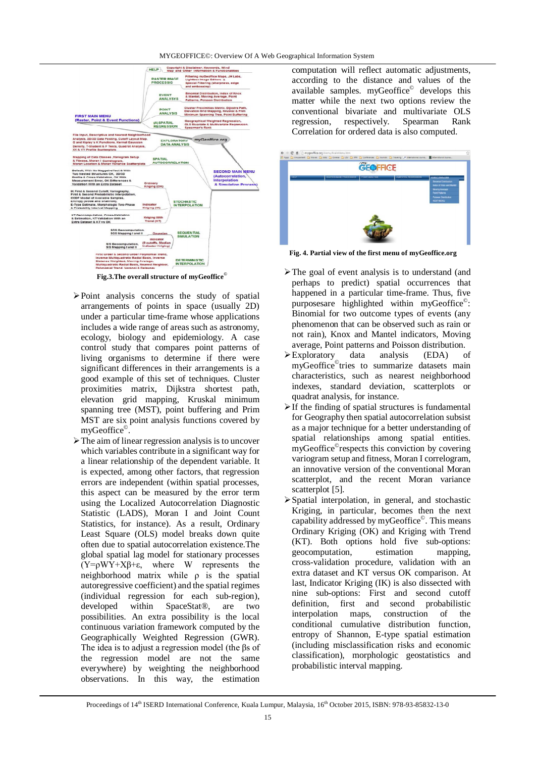Fig.3.The overall structure of myGeoffice©

- Point analysis concerns the study of spatial arrangements of points in space (usually 2D) under a particular time-frame whose applications includes a wide range of areas such as astronomy, ecology, biology and epidemiology. A case control study that compares point patterns of living organisms to determine if there were significant differences in their arrangements is a good example of this set of techniques. Cluster proximities matrix, Dijkstra shortest path, elevation grid mapping, Kruskal minimum spanning tree (MST), point buffering and Prim MST are six point analysis functions covered by myGeoffice©.
- The aim of linear regression analysis is to uncover which variables contribute in a significant way for a linear relationship of the dependent variable. It is expected, among other factors, that regression errors are independent (within spatial processes, this aspect can be measured by the error term using the Localized Autocorrelation Diagnostic Statistic (LADS), Moran I and Joint Count Statistics, for instance). As a result, Ordinary Least Square (OLS) model breaks down quite often due to spatial autocorrelation existence.The global spatial lag model for stationary processes ($Y=\rho WY+X\beta+\varepsilon$, where W represents the neighborhood matrix while $\rho$ is the spatial autoregressive coefficient) and the spatial regimes (individual regression for each sub-region), developed within SpaceStat®, are two possibilities. An extra possibility is the local continuous variation framework computed by the Geographically Weighted Regression (GWR). The idea is to adjust a regression model (the $\beta$s of the regression model are not the same everywhere) by weighting the neighborhood observations. In this way, the estimation computation will reflect automatic adjustments, according to the distance and values of the available samples. myGeoffice© develops this matter while the next two options review the conventional bivariate and multivariate OLS regression, respectively. Spearman Rank Correlation for ordered data is also computed.

Fig. 4. Partial view of the first menu of myGeoffice.org

- The goal of event analysis is to understand (and perhaps to predict) spatial occurrences that happened in a particular time-frame. Thus, five purposesare highlighted within myGeoffice©: Binomial for two outcome types of events (any phenomenon that can be observed such as rain or not rain), Knox and Mantel indicators, Moving average, Point patterns and Poisson distribution.
- Exploratory data analysis (EDA) of myGeoffice©tries to summarize datasets main characteristics, such as nearest neighborhood indexes, standard deviation, scatterplots or quadrat analysis, for instance.
- If the finding of spatial structures is fundamental for Geography then spatial autocorrelation subsist as a major technique for a better understanding of spatial relationships among spatial entities. myGeoffice©respects this conviction by covering variogram setup and fitness, Moran I correlogram, an innovative version of the conventional Moran scatterplot, and the recent Moran variance scatterplot [5].
- Spatial interpolation, in general, and stochastic Kriging, in particular, becomes then the next capability addressed by myGeoffice©. This means Ordinary Kriging (OK) and Kriging with Trend (KT). Both options hold five sub-options: geocomputation, estimation mapping, cross-validation procedure, validation with an extra dataset and KT versus OK comparison. At last, Indicator Kriging (IK) is also dissected with nine sub-options: First and second cutoff definition, first and second probabilistic interpolation maps, construction of the conditional cumulative distribution function, entropy of Shannon, E-type spatial estimation (including misclassification risks and economic classification), morphologic geostatistics and probabilistic interval mapping.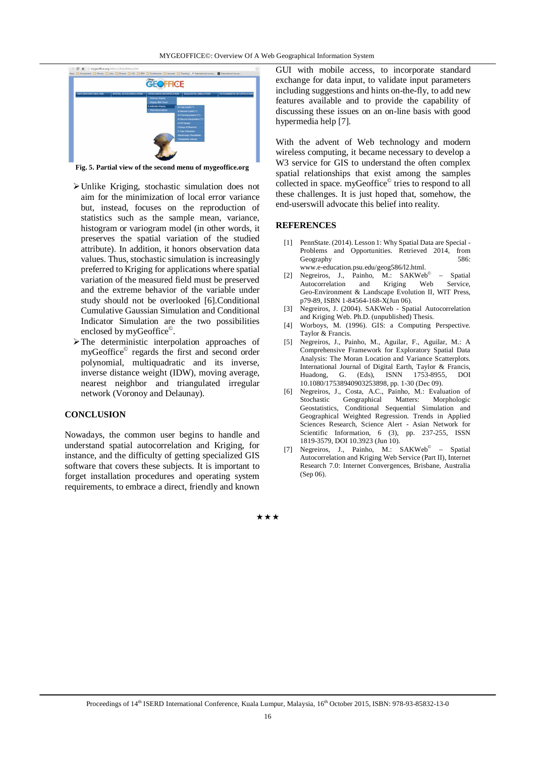Fig. 5. Partial view of the second menu of mygeoffice.org

- Unlike Kriging, stochastic simulation does not aim for the minimization of local error variance but, instead, focuses on the reproduction of statistics such as the sample mean, variance, histogram or variogram model (in other words, it preserves the spatial variation of the studied attribute). In addition, it honors observation data values. Thus, stochastic simulation is increasingly preferred to Kriging for applications where spatial variation of the measured field must be preserved and the extreme behavior of the variable under study should not be overlooked [6].Conditional Cumulative Gaussian Simulation and Conditional Indicator Simulation are the two possibilities enclosed by myGeoffice©.
- The deterministic interpolation approaches of myGeoffice© regards the first and second order polynomial, multiquadratic and its inverse, inverse distance weight (IDW), moving average, nearest neighbor and triangulated irregular network (Voronoy and Delaunay).

## CONCLUSION

Nowadays, the common user begins to handle and understand spatial autocorrelation and Kriging, for instance, and the difficulty of getting specialized GIS software that covers these subjects. It is important to forget installation procedures and operating system requirements, to embrace a direct, friendly and known GUI with mobile access, to incorporate standard exchange for data input, to validate input parameters including suggestions and hints on-the-fly, to add new features available and to provide the capability of discussing these issues on an on-line basis with good hypermedia help [7].

With the advent of Web technology and modern wireless computing, it became necessary to develop a W3 service for GIS to understand the often complex spatial relationships that exist among the samples collected in space. myGeoffice© tries to respond to all these challenges. It is just hoped that, somehow, the end-userswill advocate this belief into reality.

## REFERENCES

[1] PennState. (2014). Lesson 1: Why Spatial Data are Special - Problems and Opportunities. Retrieved 2014, from Geography 586: www.e-education.psu.edu/geog586/l2.html.

[2] Negreiros, J., Painho, M.: SAKWeb© – Spatial Autocorrelation and Kriging Web Service, Geo-Environment & Landscape Evolution II, WIT Press, p79-89, ISBN 1-84564-168-X(Jun 06).

[3] Negreiros, J. (2004). SAKWeb - Spatial Autocorrelation and Kriging Web. Ph.D. (unpublished) Thesis.

[4] Worboys, M. (1996). GIS: a Computing Perspective. Taylor & Francis.

[5] Negreiros, J., Painho, M., Aguilar, F., Aguilar, M.: A Comprehensive Framework for Exploratory Spatial Data Analysis: The Moran Location and Variance Scatterplots. International Journal of Digital Earth, Taylor & Francis, Huadong, G. (Eds), ISSN 1753-8955, DOI 10.1080/17538940903253898, pp. 1-30 (Dec 09).

[6] Negreiros, J., Costa, A.C., Painho, M.: Evaluation of Stochastic Geographical Matters: Morphologic Geostatistics, Conditional Sequential Simulation and Geographical Weighted Regression. Trends in Applied Sciences Research, Science Alert - Asian Network for Scientific Information, 6 (3), pp. 237-255, ISSN 1819-3579, DOI 10.3923 (Jun 10).

[7] Negreiros, J., Painho, M.: SAKWeb© – Spatial Autocorrelation and Kriging Web Service (Part II), Internet Research 7.0: Internet Convergences, Brisbane, Australia (Sep 06).

★★★